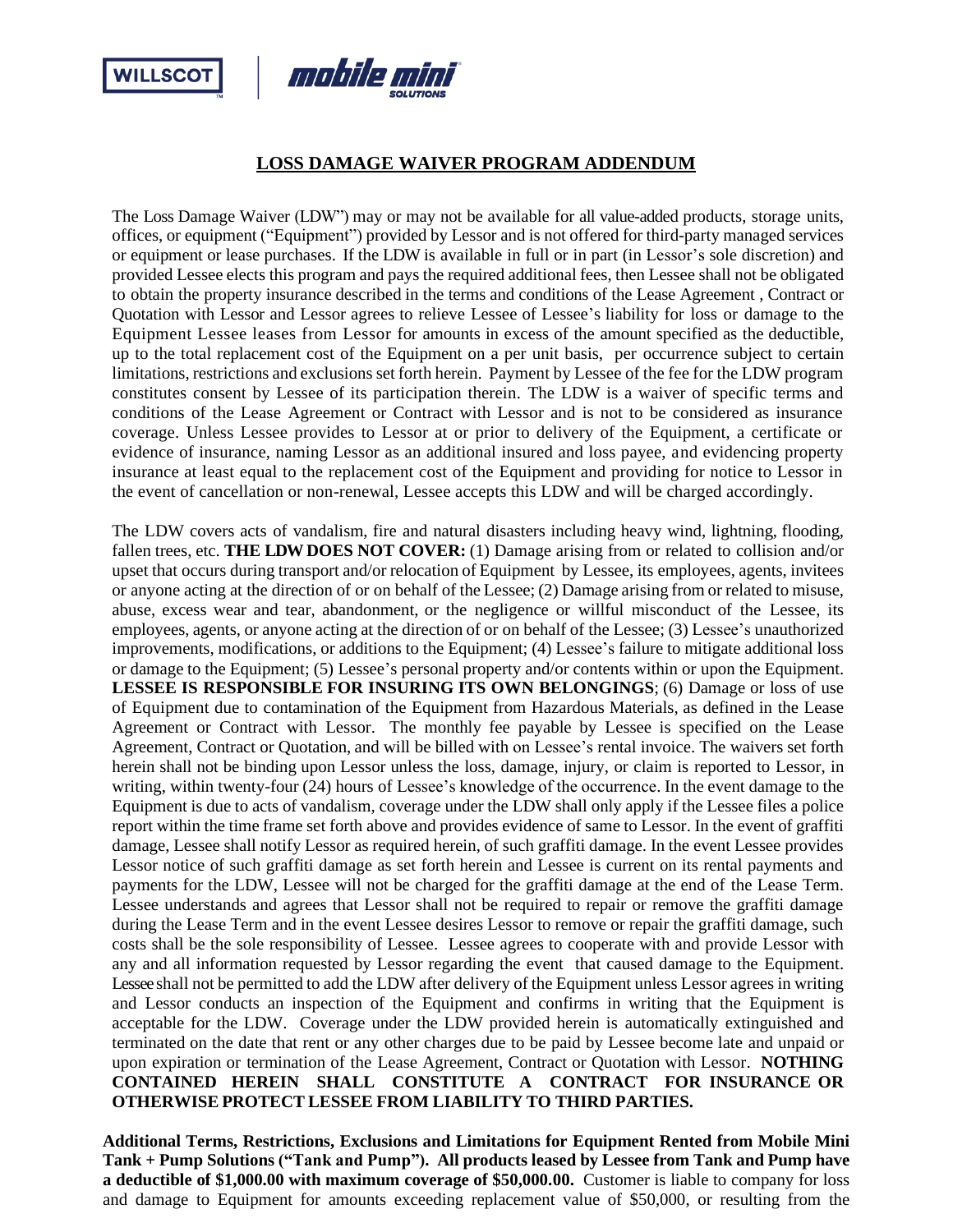WILLSCOT | mobile mini SOLUTIONS

# LOSS DAMAGE WAIVER PROGRAM ADDENDUM

The Loss Damage Waiver (LDW") may or may not be available for all value-added products, storage units, offices, or equipment ("Equipment") provided by Lessor and is not offered for third-party managed services or equipment or lease purchases. If the LDW is available in full or in part (in Lessor's sole discretion) and provided Lessee elects this program and pays the required additional fees, then Lessee shall not be obligated to obtain the property insurance described in the terms and conditions of the Lease Agreement , Contract or Quotation with Lessor and Lessor agrees to relieve Lessee of Lessee's liability for loss or damage to the Equipment Lessee leases from Lessor for amounts in excess of the amount specified as the deductible, up to the total replacement cost of the Equipment on a per unit basis, per occurrence subject to certain limitations, restrictions and exclusions set forth herein. Payment by Lessee of the fee for the LDW program constitutes consent by Lessee of its participation therein. The LDW is a waiver of specific terms and conditions of the Lease Agreement or Contract with Lessor and is not to be considered as insurance coverage. Unless Lessee provides to Lessor at or prior to delivery of the Equipment, a certificate or evidence of insurance, naming Lessor as an additional insured and loss payee, and evidencing property insurance at least equal to the replacement cost of the Equipment and providing for notice to Lessor in the event of cancellation or non-renewal, Lessee accepts this LDW and will be charged accordingly.

The LDW covers acts of vandalism, fire and natural disasters including heavy wind, lightning, flooding, fallen trees, etc. **THE LDW DOES NOT COVER:** (1) Damage arising from or related to collision and/or upset that occurs during transport and/or relocation of Equipment by Lessee, its employees, agents, invitees or anyone acting at the direction of or on behalf of the Lessee; (2) Damage arising from or related to misuse, abuse, excess wear and tear, abandonment, or the negligence or willful misconduct of the Lessee, its employees, agents, or anyone acting at the direction of or on behalf of the Lessee; (3) Lessee's unauthorized improvements, modifications, or additions to the Equipment; (4) Lessee's failure to mitigate additional loss or damage to the Equipment; (5) Lessee's personal property and/or contents within or upon the Equipment. **LESSEE IS RESPONSIBLE FOR INSURING ITS OWN BELONGINGS**; (6) Damage or loss of use of Equipment due to contamination of the Equipment from Hazardous Materials, as defined in the Lease Agreement or Contract with Lessor. The monthly fee payable by Lessee is specified on the Lease Agreement, Contract or Quotation, and will be billed with on Lessee's rental invoice. The waivers set forth herein shall not be binding upon Lessor unless the loss, damage, injury, or claim is reported to Lessor, in writing, within twenty-four (24) hours of Lessee's knowledge of the occurrence. In the event damage to the Equipment is due to acts of vandalism, coverage under the LDW shall only apply if the Lessee files a police report within the time frame set forth above and provides evidence of same to Lessor. In the event of graffiti damage, Lessee shall notify Lessor as required herein, of such graffiti damage. In the event Lessee provides Lessor notice of such graffiti damage as set forth herein and Lessee is current on its rental payments and payments for the LDW, Lessee will not be charged for the graffiti damage at the end of the Lease Term. Lessee understands and agrees that Lessor shall not be required to repair or remove the graffiti damage during the Lease Term and in the event Lessee desires Lessor to remove or repair the graffiti damage, such costs shall be the sole responsibility of Lessee. Lessee agrees to cooperate with and provide Lessor with any and all information requested by Lessor regarding the event that caused damage to the Equipment. Lessee shall not be permitted to add the LDW after delivery of the Equipment unless Lessor agrees in writing and Lessor conducts an inspection of the Equipment and confirms in writing that the Equipment is acceptable for the LDW. Coverage under the LDW provided herein is automatically extinguished and terminated on the date that rent or any other charges due to be paid by Lessee become late and unpaid or upon expiration or termination of the Lease Agreement, Contract or Quotation with Lessor. **NOTHING CONTAINED HEREIN SHALL CONSTITUTE A CONTRACT FOR INSURANCE OR OTHERWISE PROTECT LESSEE FROM LIABILITY TO THIRD PARTIES.**

**Additional Terms, Restrictions, Exclusions and Limitations for Equipment Rented from Mobile Mini Tank + Pump Solutions ("Tank and Pump"). All products leased by Lessee from Tank and Pump have a deductible of $1,000.00 with maximum coverage of $50,000.00.** Customer is liable to company for loss and damage to Equipment for amounts exceeding replacement value of $50,000, or resulting from the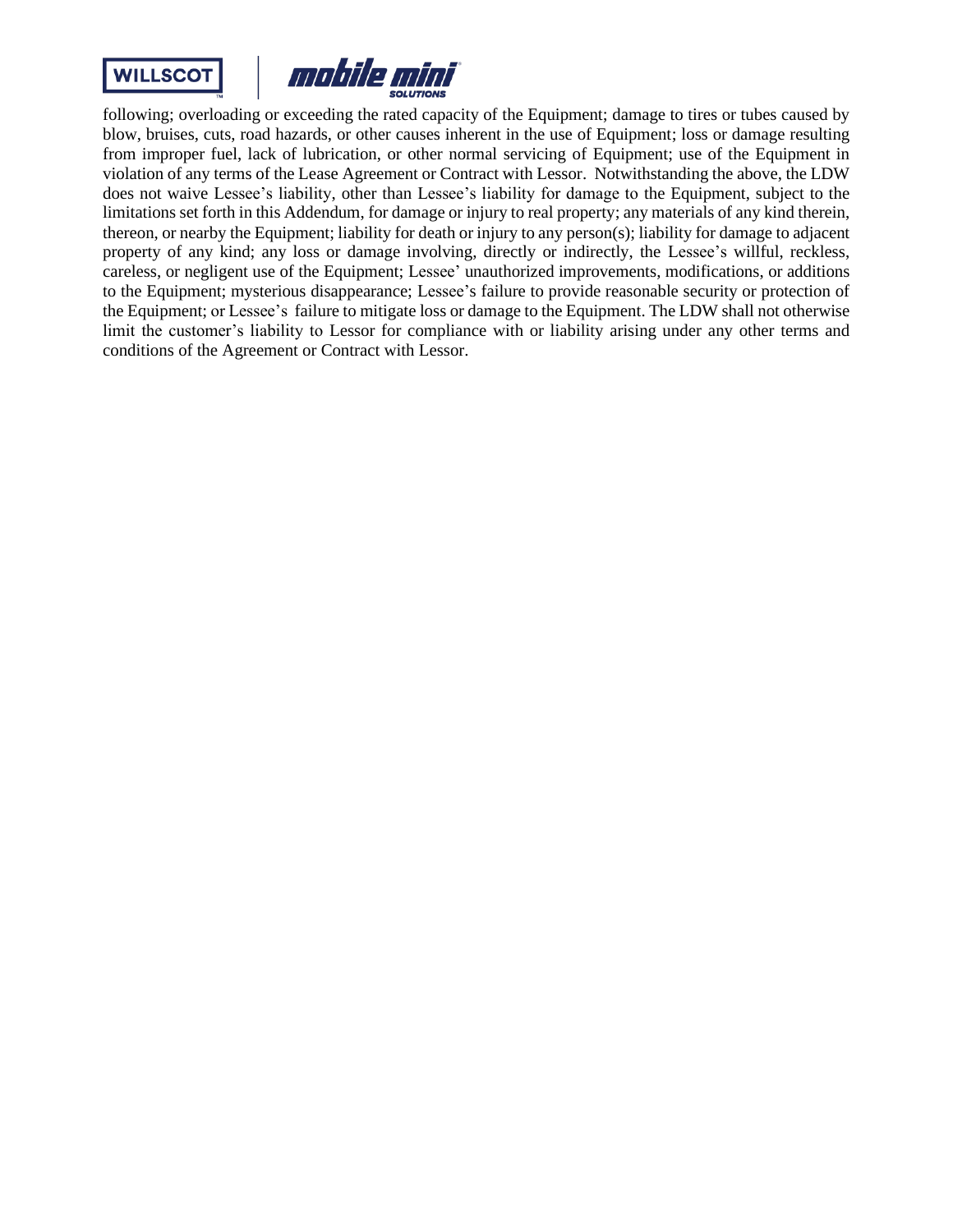following; overloading or exceeding the rated capacity of the Equipment; damage to tires or tubes caused by blow, bruises, cuts, road hazards, or other causes inherent in the use of Equipment; loss or damage resulting from improper fuel, lack of lubrication, or other normal servicing of Equipment; use of the Equipment in violation of any terms of the Lease Agreement or Contract with Lessor. Notwithstanding the above, the LDW does not waive Lessee's liability, other than Lessee's liability for damage to the Equipment, subject to the limitations set forth in this Addendum, for damage or injury to real property; any materials of any kind therein, thereon, or nearby the Equipment; liability for death or injury to any person(s); liability for damage to adjacent property of any kind; any loss or damage involving, directly or indirectly, the Lessee's willful, reckless, careless, or negligent use of the Equipment; Lessee' unauthorized improvements, modifications, or additions to the Equipment; mysterious disappearance; Lessee's failure to provide reasonable security or protection of the Equipment; or Lessee's failure to mitigate loss or damage to the Equipment. The LDW shall not otherwise limit the customer's liability to Lessor for compliance with or liability arising under any other terms and conditions of the Agreement or Contract with Lessor.